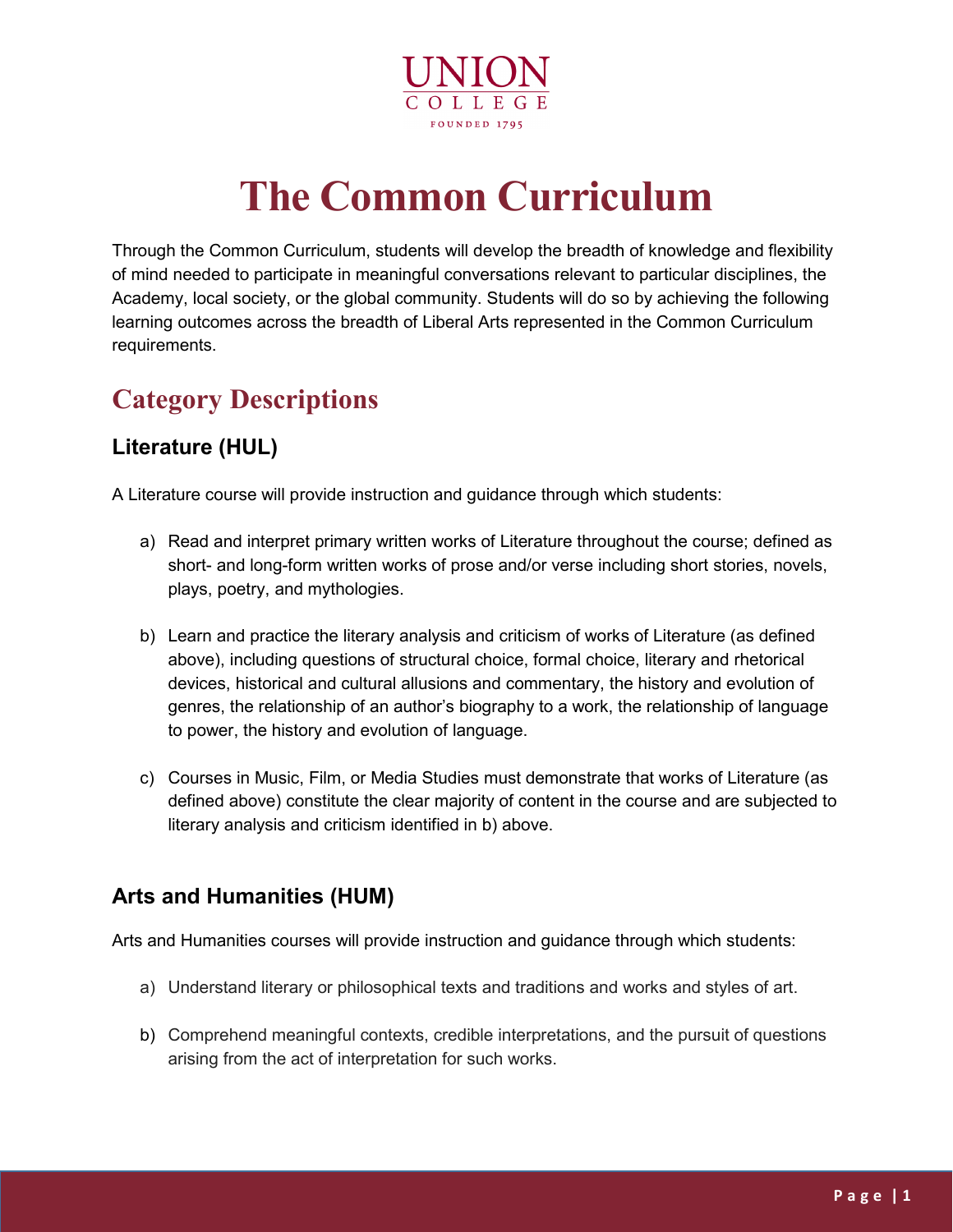UNION COLLEGE

FOUNDED 1795

# The Common Curriculum

Through the Common Curriculum, students will develop the breadth of knowledge and flexibility of mind needed to participate in meaningful conversations relevant to particular disciplines, the Academy, local society, or the global community. Students will do so by achieving the following learning outcomes across the breadth of Liberal Arts represented in the Common Curriculum requirements.

## Category Descriptions

### Literature (HUL)

A Literature course will provide instruction and guidance through which students:

a) Read and interpret primary written works of Literature throughout the course; defined as short- and long-form written works of prose and/or verse including short stories, novels, plays, poetry, and mythologies.

b) Learn and practice the literary analysis and criticism of works of Literature (as defined above), including questions of structural choice, formal choice, literary and rhetorical devices, historical and cultural allusions and commentary, the history and evolution of genres, the relationship of an author's biography to a work, the relationship of language to power, the history and evolution of language.

c) Courses in Music, Film, or Media Studies must demonstrate that works of Literature (as defined above) constitute the clear majority of content in the course and are subjected to literary analysis and criticism identified in b) above.

### Arts and Humanities (HUM)

Arts and Humanities courses will provide instruction and guidance through which students:

a) Understand literary or philosophical texts and traditions and works and styles of art.

b) Comprehend meaningful contexts, credible interpretations, and the pursuit of questions arising from the act of interpretation for such works.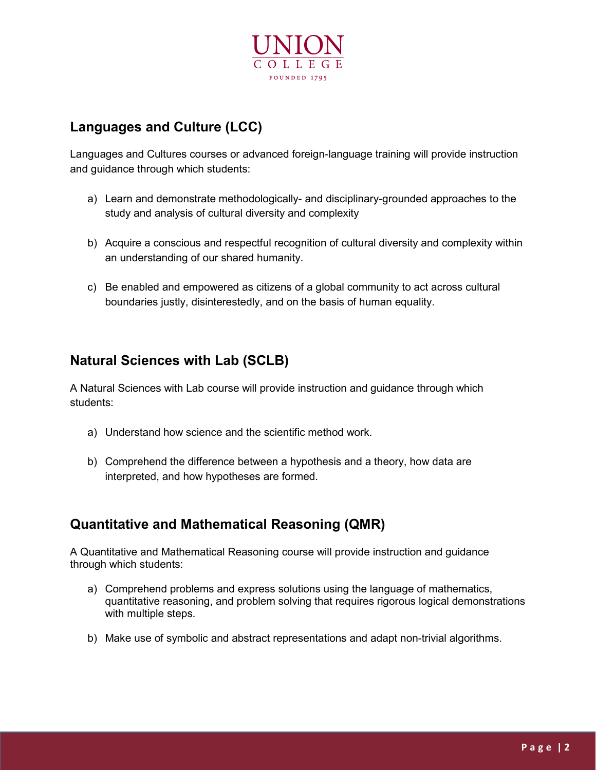## Languages and Culture (LCC)

Languages and Cultures courses or advanced foreign-language training will provide instruction and guidance through which students:

a) Learn and demonstrate methodologically- and disciplinary-grounded approaches to the study and analysis of cultural diversity and complexity

b) Acquire a conscious and respectful recognition of cultural diversity and complexity within an understanding of our shared humanity.

c) Be enabled and empowered as citizens of a global community to act across cultural boundaries justly, disinterestedly, and on the basis of human equality.

## Natural Sciences with Lab (SCLB)

A Natural Sciences with Lab course will provide instruction and guidance through which students:

a) Understand how science and the scientific method work.

b) Comprehend the difference between a hypothesis and a theory, how data are interpreted, and how hypotheses are formed.

## Quantitative and Mathematical Reasoning (QMR)

A Quantitative and Mathematical Reasoning course will provide instruction and guidance through which students:

a) Comprehend problems and express solutions using the language of mathematics, quantitative reasoning, and problem solving that requires rigorous logical demonstrations with multiple steps.

b) Make use of symbolic and abstract representations and adapt non-trivial algorithms.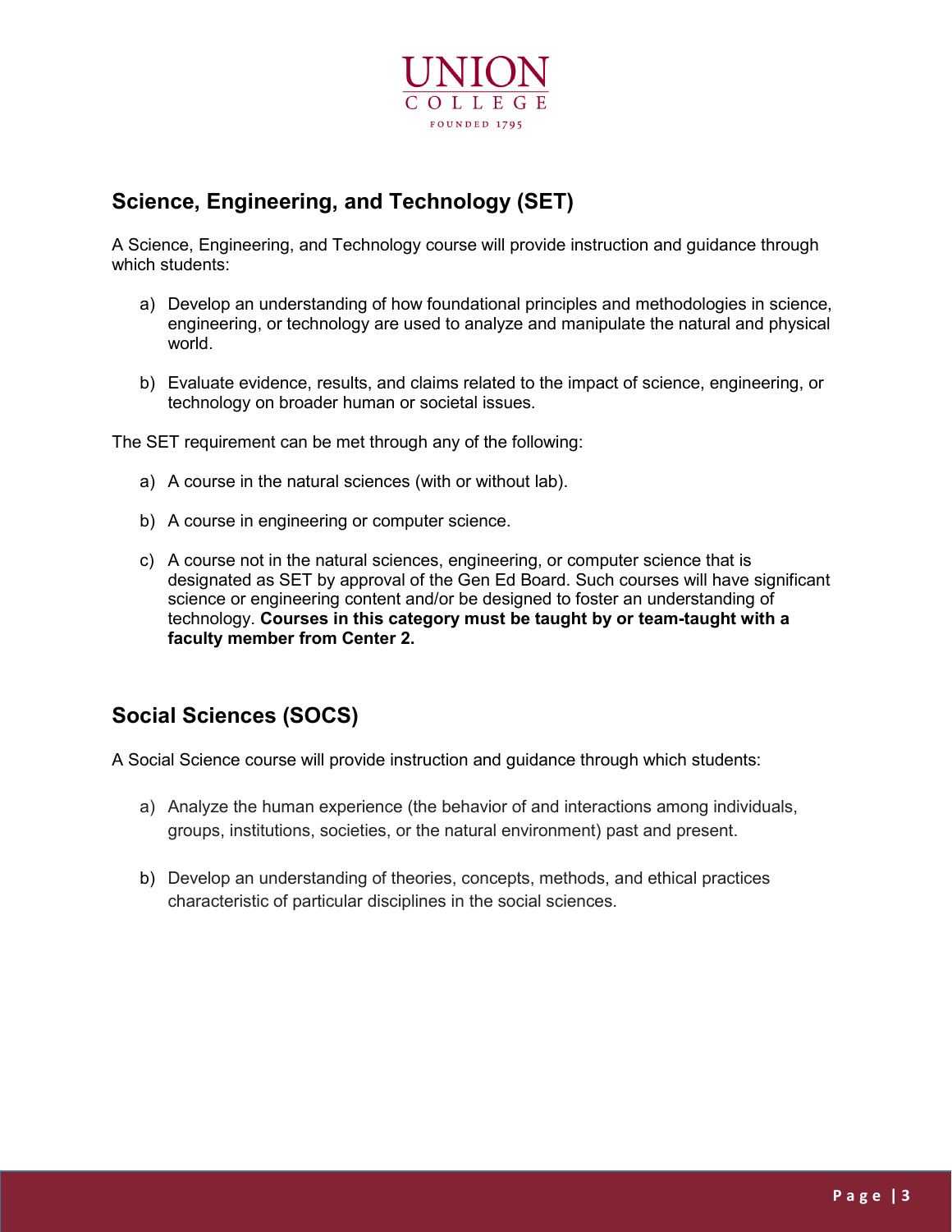## Science, Engineering, and Technology (SET)

A Science, Engineering, and Technology course will provide instruction and guidance through which students:

a) Develop an understanding of how foundational principles and methodologies in science, engineering, or technology are used to analyze and manipulate the natural and physical world.

b) Evaluate evidence, results, and claims related to the impact of science, engineering, or technology on broader human or societal issues.

The SET requirement can be met through any of the following:

a) A course in the natural sciences (with or without lab).

b) A course in engineering or computer science.

c) A course not in the natural sciences, engineering, or computer science that is designated as SET by approval of the Gen Ed Board. Such courses will have significant science or engineering content and/or be designed to foster an understanding of technology. **Courses in this category must be taught by or team-taught with a faculty member from Center 2.**

## Social Sciences (SOCS)

A Social Science course will provide instruction and guidance through which students:

a) Analyze the human experience (the behavior of and interactions among individuals, groups, institutions, societies, or the natural environment) past and present.

b) Develop an understanding of theories, concepts, methods, and ethical practices characteristic of particular disciplines in the social sciences.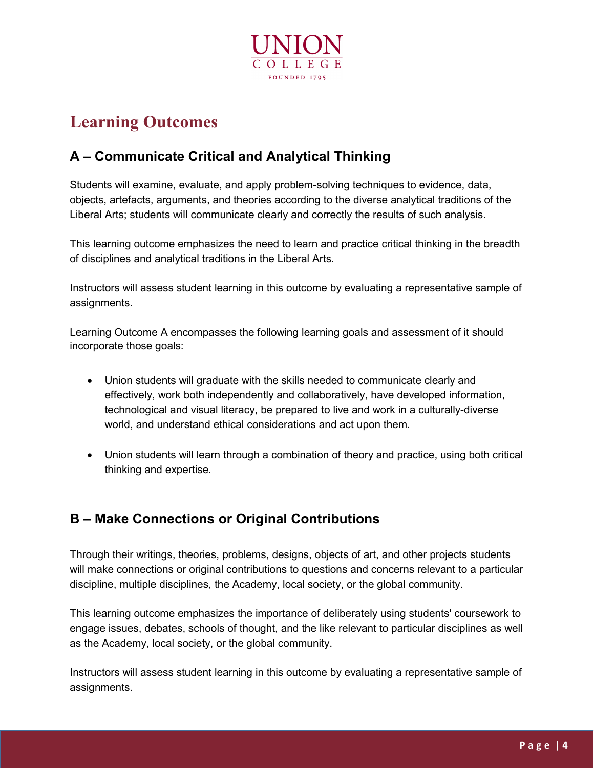# Learning Outcomes

## A – Communicate Critical and Analytical Thinking

Students will examine, evaluate, and apply problem-solving techniques to evidence, data, objects, artefacts, arguments, and theories according to the diverse analytical traditions of the Liberal Arts; students will communicate clearly and correctly the results of such analysis.

This learning outcome emphasizes the need to learn and practice critical thinking in the breadth of disciplines and analytical traditions in the Liberal Arts.

Instructors will assess student learning in this outcome by evaluating a representative sample of assignments.

Learning Outcome A encompasses the following learning goals and assessment of it should incorporate those goals:

- Union students will graduate with the skills needed to communicate clearly and effectively, work both independently and collaboratively, have developed information, technological and visual literacy, be prepared to live and work in a culturally-diverse world, and understand ethical considerations and act upon them.

- Union students will learn through a combination of theory and practice, using both critical thinking and expertise.

## B – Make Connections or Original Contributions

Through their writings, theories, problems, designs, objects of art, and other projects students will make connections or original contributions to questions and concerns relevant to a particular discipline, multiple disciplines, the Academy, local society, or the global community.

This learning outcome emphasizes the importance of deliberately using students' coursework to engage issues, debates, schools of thought, and the like relevant to particular disciplines as well as the Academy, local society, or the global community.

Instructors will assess student learning in this outcome by evaluating a representative sample of assignments.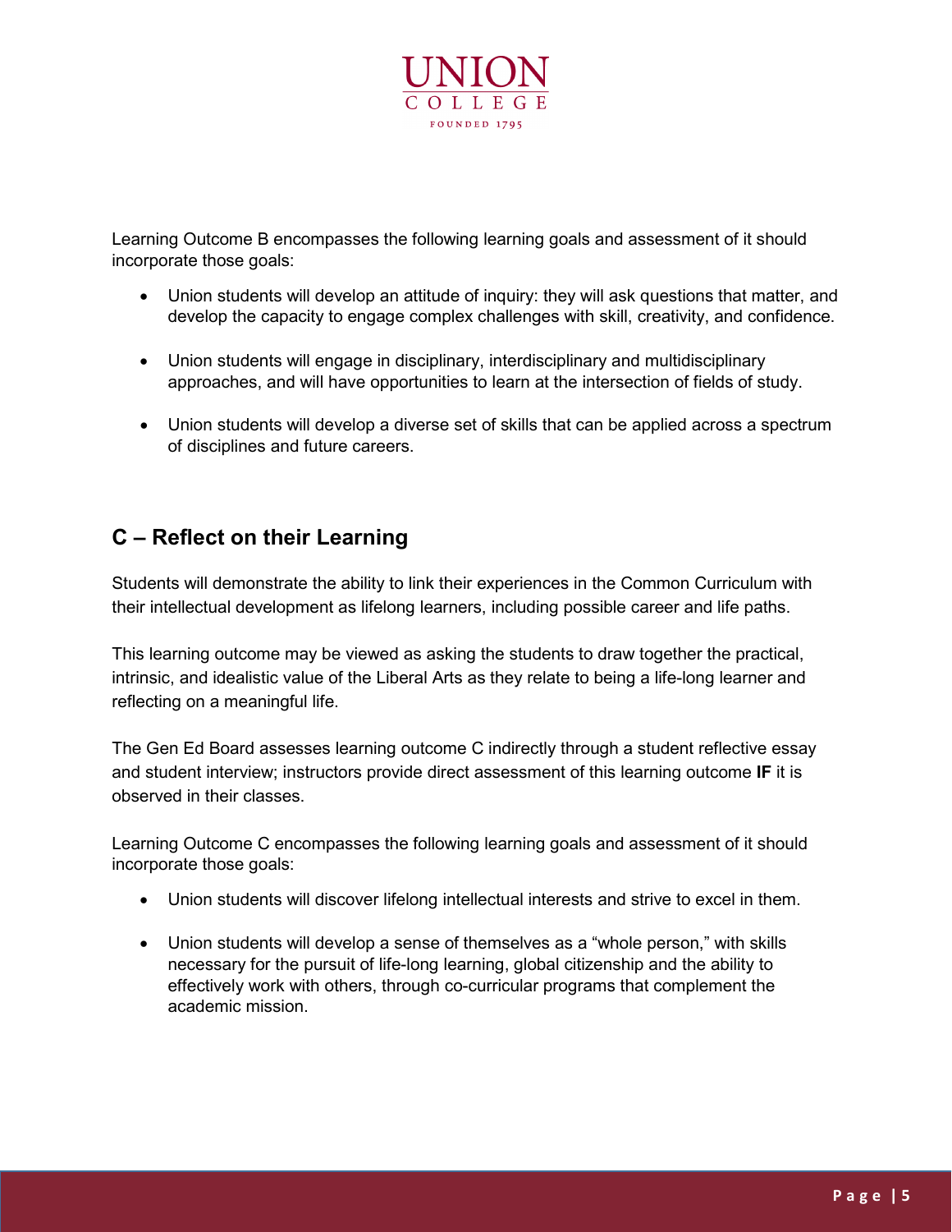Learning Outcome B encompasses the following learning goals and assessment of it should incorporate those goals:

- Union students will develop an attitude of inquiry: they will ask questions that matter, and develop the capacity to engage complex challenges with skill, creativity, and confidence.
- Union students will engage in disciplinary, interdisciplinary and multidisciplinary approaches, and will have opportunities to learn at the intersection of fields of study.
- Union students will develop a diverse set of skills that can be applied across a spectrum of disciplines and future careers.

## C – Reflect on their Learning

Students will demonstrate the ability to link their experiences in the Common Curriculum with their intellectual development as lifelong learners, including possible career and life paths.

This learning outcome may be viewed as asking the students to draw together the practical, intrinsic, and idealistic value of the Liberal Arts as they relate to being a life-long learner and reflecting on a meaningful life.

The Gen Ed Board assesses learning outcome C indirectly through a student reflective essay and student interview; instructors provide direct assessment of this learning outcome **IF** it is observed in their classes.

Learning Outcome C encompasses the following learning goals and assessment of it should incorporate those goals:

- Union students will discover lifelong intellectual interests and strive to excel in them.
- Union students will develop a sense of themselves as a "whole person," with skills necessary for the pursuit of life-long learning, global citizenship and the ability to effectively work with others, through co-curricular programs that complement the academic mission.